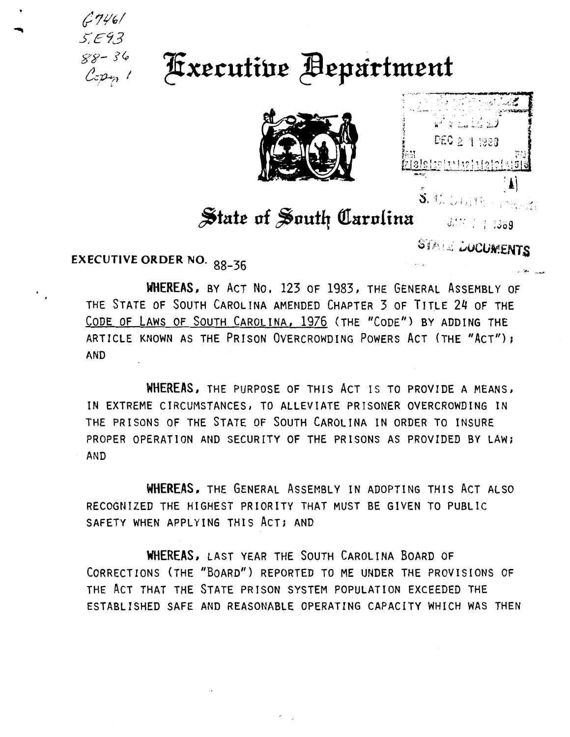G7461
5.E93
88-36
Copy 1

# Executive Department

# State of South Carolina

DEC 2 1 1988

S. C. STATE LIBRARY

JAN 1 1 1989

STATE DOCUMENTS

## EXECUTIVE ORDER NO. 88-36

**WHEREAS,** BY ACT NO. 123 OF 1983, THE GENERAL ASSEMBLY OF THE STATE OF SOUTH CAROLINA AMENDED CHAPTER 3 OF TITLE 24 OF THE CODE OF LAWS OF SOUTH CAROLINA, 1976 (THE "CODE") BY ADDING THE ARTICLE KNOWN AS THE PRISON OVERCROWDING POWERS ACT (THE "ACT"); AND

**WHEREAS,** THE PURPOSE OF THIS ACT IS TO PROVIDE A MEANS, IN EXTREME CIRCUMSTANCES, TO ALLEVIATE PRISONER OVERCROWDING IN THE PRISONS OF THE STATE OF SOUTH CAROLINA IN ORDER TO INSURE PROPER OPERATION AND SECURITY OF THE PRISONS AS PROVIDED BY LAW; AND

**WHEREAS,** THE GENERAL ASSEMBLY IN ADOPTING THIS ACT ALSO RECOGNIZED THE HIGHEST PRIORITY THAT MUST BE GIVEN TO PUBLIC SAFETY WHEN APPLYING THIS ACT; AND

**WHEREAS,** LAST YEAR THE SOUTH CAROLINA BOARD OF CORRECTIONS (THE "BOARD") REPORTED TO ME UNDER THE PROVISIONS OF THE ACT THAT THE STATE PRISON SYSTEM POPULATION EXCEEDED THE ESTABLISHED SAFE AND REASONABLE OPERATING CAPACITY WHICH WAS THEN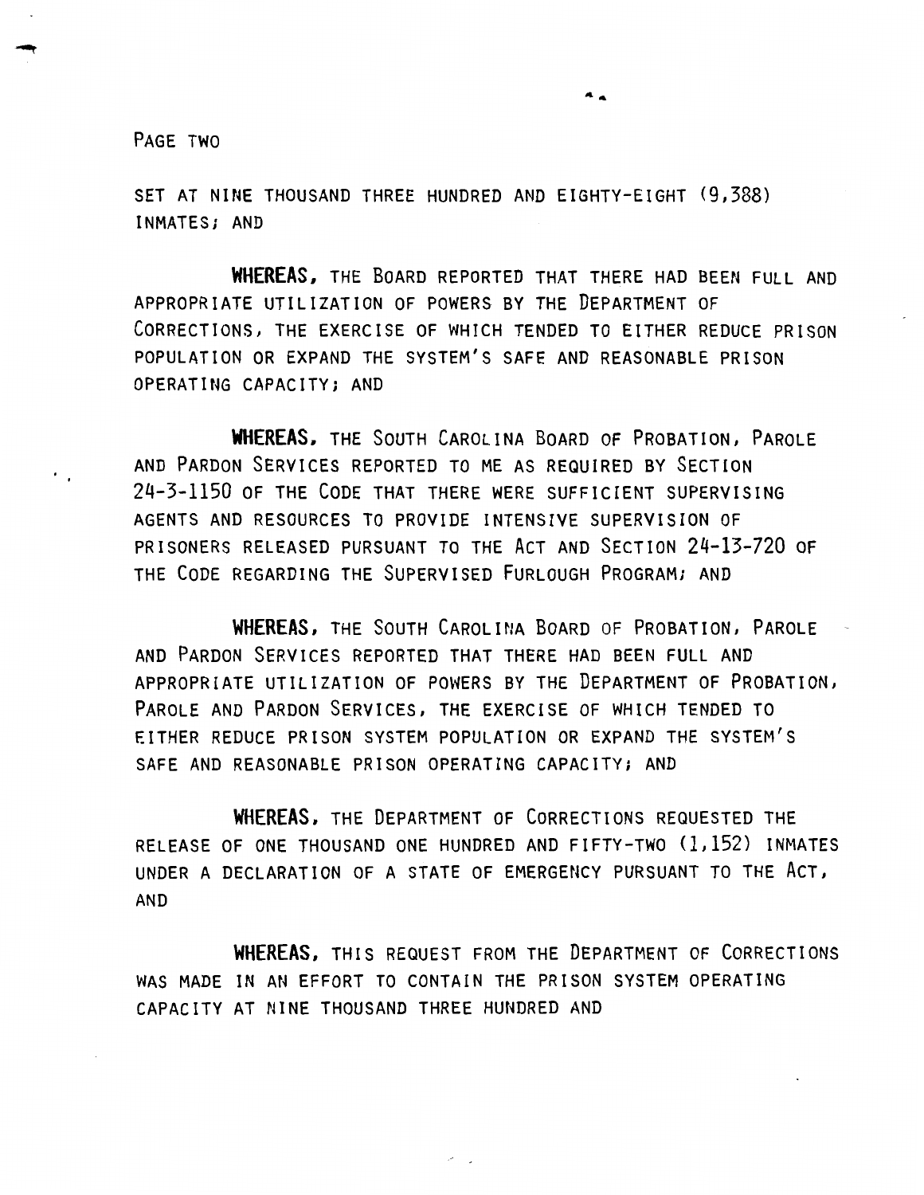SET AT NINE THOUSAND THREE HUNDRED AND EIGHTY-EIGHT (9,388) INMATES; AND

**WHEREAS,** THE BOARD REPORTED THAT THERE HAD BEEN FULL AND APPROPRIATE UTILIZATION OF POWERS BY THE DEPARTMENT OF CORRECTIONS, THE EXERCISE OF WHICH TENDED TO EITHER REDUCE PRISON POPULATION OR EXPAND THE SYSTEM'S SAFE AND REASONABLE PRISON OPERATING CAPACITY; AND

**WHEREAS,** THE SOUTH CAROLINA BOARD OF PROBATION, PAROLE AND PARDON SERVICES REPORTED TO ME AS REQUIRED BY SECTION 24-3-1150 OF THE CODE THAT THERE WERE SUFFICIENT SUPERVISING AGENTS AND RESOURCES TO PROVIDE INTENSIVE SUPERVISION OF PRISONERS RELEASED PURSUANT TO THE ACT AND SECTION 24-13-720 OF THE CODE REGARDING THE SUPERVISED FURLOUGH PROGRAM; AND

**WHEREAS,** THE SOUTH CAROLINA BOARD OF PROBATION, PAROLE AND PARDON SERVICES REPORTED THAT THERE HAD BEEN FULL AND APPROPRIATE UTILIZATION OF POWERS BY THE DEPARTMENT OF PROBATION, PAROLE AND PARDON SERVICES, THE EXERCISE OF WHICH TENDED TO EITHER REDUCE PRISON SYSTEM POPULATION OR EXPAND THE SYSTEM'S SAFE AND REASONABLE PRISON OPERATING CAPACITY; AND

**WHEREAS,** THE DEPARTMENT OF CORRECTIONS REQUESTED THE RELEASE OF ONE THOUSAND ONE HUNDRED AND FIFTY-TWO (1,152) INMATES UNDER A DECLARATION OF A STATE OF EMERGENCY PURSUANT TO THE ACT, AND

**WHEREAS,** THIS REQUEST FROM THE DEPARTMENT OF CORRECTIONS WAS MADE IN AN EFFORT TO CONTAIN THE PRISON SYSTEM OPERATING CAPACITY AT NINE THOUSAND THREE HUNDRED AND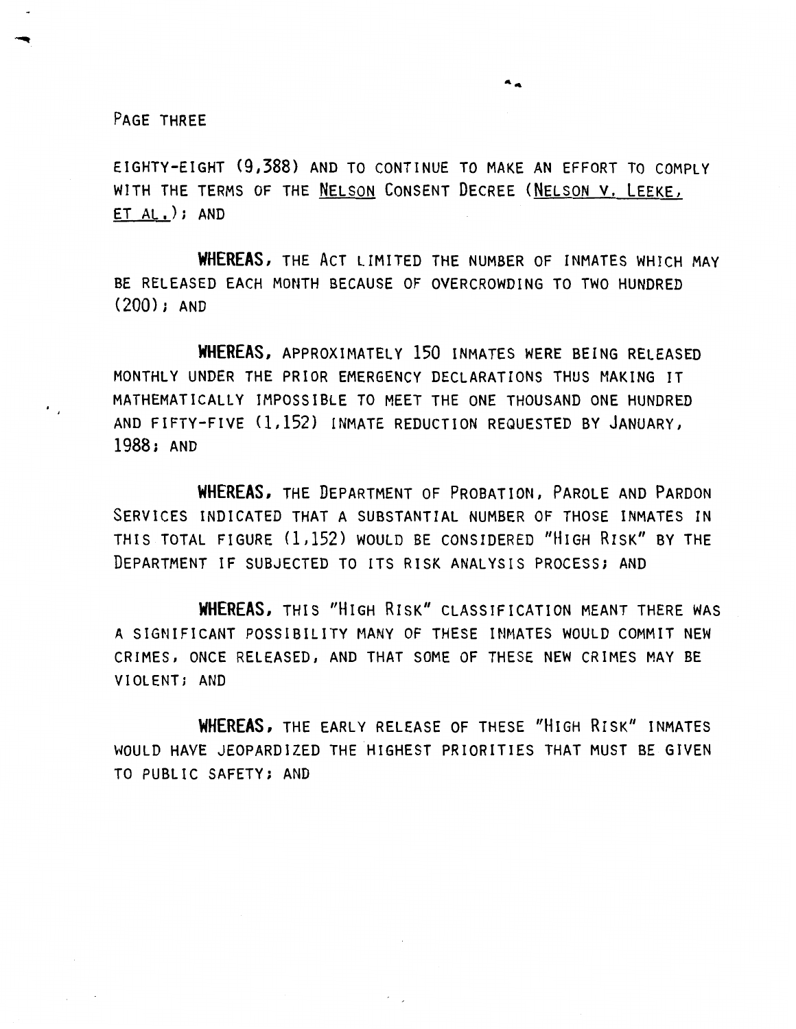EIGHTY-EIGHT (9,388) AND TO CONTINUE TO MAKE AN EFFORT TO COMPLY WITH THE TERMS OF THE <u>NELSON</u> CONSENT DECREE (<u>NELSON V. LEEKE, ET AL.</u>); AND

**WHEREAS,** THE ACT LIMITED THE NUMBER OF INMATES WHICH MAY BE RELEASED EACH MONTH BECAUSE OF OVERCROWDING TO TWO HUNDRED (200); AND

**WHEREAS,** APPROXIMATELY 150 INMATES WERE BEING RELEASED MONTHLY UNDER THE PRIOR EMERGENCY DECLARATIONS THUS MAKING IT MATHEMATICALLY IMPOSSIBLE TO MEET THE ONE THOUSAND ONE HUNDRED AND FIFTY-FIVE (1,152) INMATE REDUCTION REQUESTED BY JANUARY, 1988; AND

**WHEREAS,** THE DEPARTMENT OF PROBATION, PAROLE AND PARDON SERVICES INDICATED THAT A SUBSTANTIAL NUMBER OF THOSE INMATES IN THIS TOTAL FIGURE (1,152) WOULD BE CONSIDERED "HIGH RISK" BY THE DEPARTMENT IF SUBJECTED TO ITS RISK ANALYSIS PROCESS; AND

**WHEREAS,** THIS "HIGH RISK" CLASSIFICATION MEANT THERE WAS A SIGNIFICANT POSSIBILITY MANY OF THESE INMATES WOULD COMMIT NEW CRIMES, ONCE RELEASED, AND THAT SOME OF THESE NEW CRIMES MAY BE VIOLENT; AND

**WHEREAS,** THE EARLY RELEASE OF THESE "HIGH RISK" INMATES WOULD HAVE JEOPARDIZED THE HIGHEST PRIORITIES THAT MUST BE GIVEN TO PUBLIC SAFETY; AND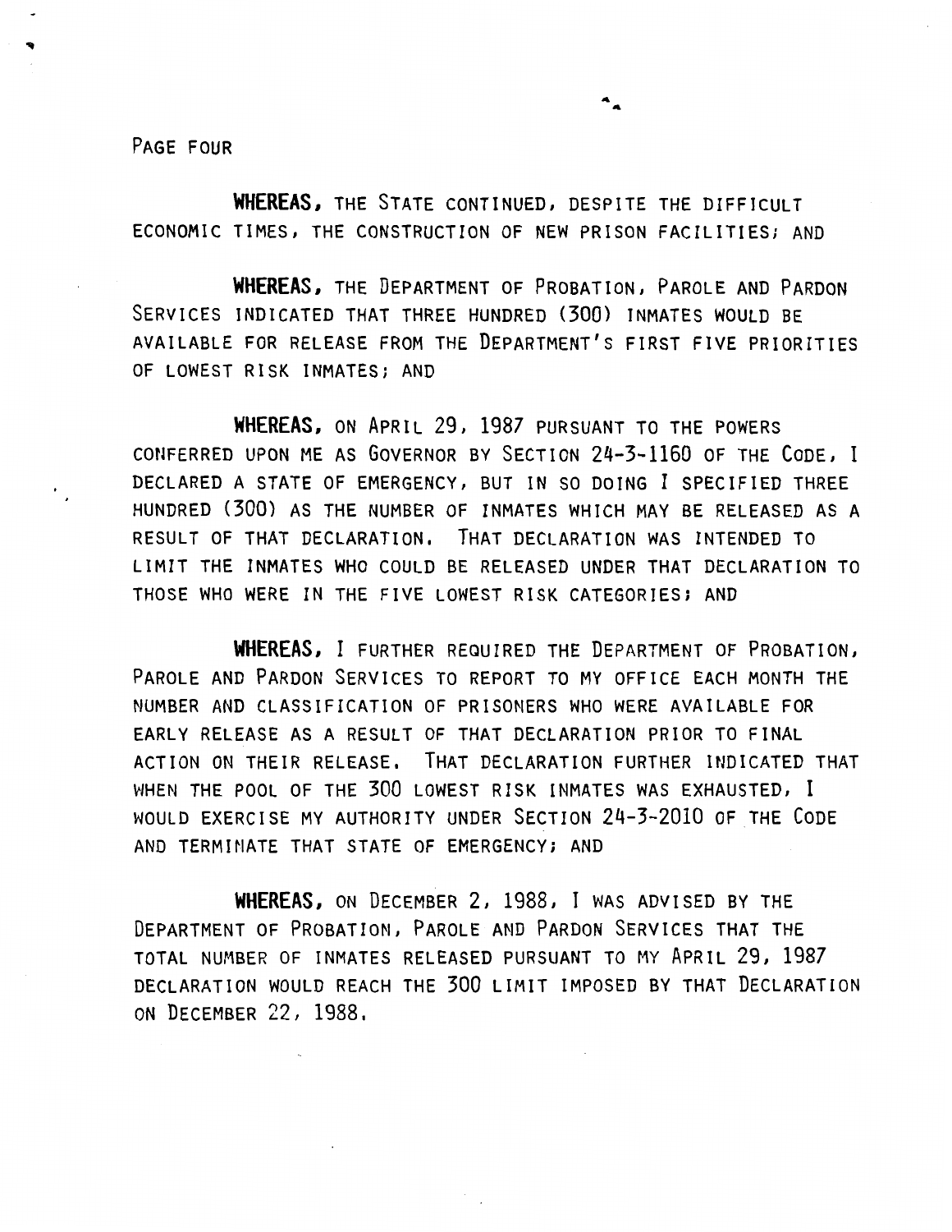PAGE FOUR

**WHEREAS,** THE STATE CONTINUED, DESPITE THE DIFFICULT ECONOMIC TIMES, THE CONSTRUCTION OF NEW PRISON FACILITIES; AND

**WHEREAS,** THE DEPARTMENT OF PROBATION, PAROLE AND PARDON SERVICES INDICATED THAT THREE HUNDRED (300) INMATES WOULD BE AVAILABLE FOR RELEASE FROM THE DEPARTMENT'S FIRST FIVE PRIORITIES OF LOWEST RISK INMATES; AND

**WHEREAS,** ON APRIL 29, 1987 PURSUANT TO THE POWERS CONFERRED UPON ME AS GOVERNOR BY SECTION 24-3-1160 OF THE CODE, I DECLARED A STATE OF EMERGENCY, BUT IN SO DOING I SPECIFIED THREE HUNDRED (300) AS THE NUMBER OF INMATES WHICH MAY BE RELEASED AS A RESULT OF THAT DECLARATION. THAT DECLARATION WAS INTENDED TO LIMIT THE INMATES WHO COULD BE RELEASED UNDER THAT DECLARATION TO THOSE WHO WERE IN THE FIVE LOWEST RISK CATEGORIES; AND

**WHEREAS,** I FURTHER REQUIRED THE DEPARTMENT OF PROBATION, PAROLE AND PARDON SERVICES TO REPORT TO MY OFFICE EACH MONTH THE NUMBER AND CLASSIFICATION OF PRISONERS WHO WERE AVAILABLE FOR EARLY RELEASE AS A RESULT OF THAT DECLARATION PRIOR TO FINAL ACTION ON THEIR RELEASE. THAT DECLARATION FURTHER INDICATED THAT WHEN THE POOL OF THE 300 LOWEST RISK INMATES WAS EXHAUSTED, I WOULD EXERCISE MY AUTHORITY UNDER SECTION 24-3-2010 OF THE CODE AND TERMINATE THAT STATE OF EMERGENCY; AND

**WHEREAS,** ON DECEMBER 2, 1988, I WAS ADVISED BY THE DEPARTMENT OF PROBATION, PAROLE AND PARDON SERVICES THAT THE TOTAL NUMBER OF INMATES RELEASED PURSUANT TO MY APRIL 29, 1987 DECLARATION WOULD REACH THE 300 LIMIT IMPOSED BY THAT DECLARATION ON DECEMBER 22, 1988.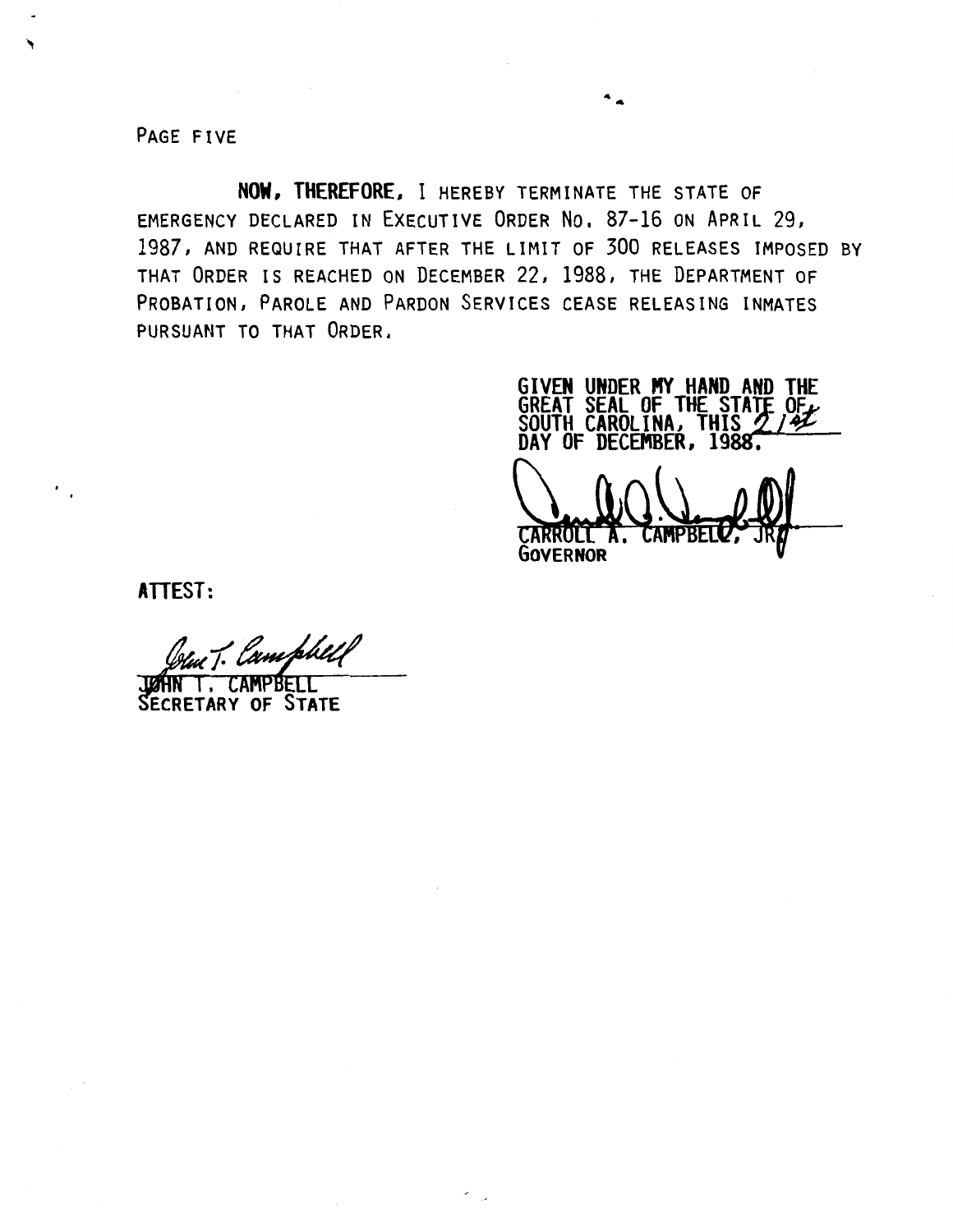**NOW, THEREFORE,** I HEREBY TERMINATE THE STATE OF EMERGENCY DECLARED IN EXECUTIVE ORDER NO. 87-16 ON APRIL 29, 1987, AND REQUIRE THAT AFTER THE LIMIT OF 300 RELEASES IMPOSED BY THAT ORDER IS REACHED ON DECEMBER 22, 1988, THE DEPARTMENT OF PROBATION, PAROLE AND PARDON SERVICES CEASE RELEASING INMATES PURSUANT TO THAT ORDER.

GIVEN UNDER MY HAND AND THE GREAT SEAL OF THE STATE OF SOUTH CAROLINA, THIS 21st DAY OF DECEMBER, 1988.

CARROLL A. CAMPBELL, JR.
GOVERNOR

**ATTEST:**

JOHN T. CAMPBELL
SECRETARY OF STATE